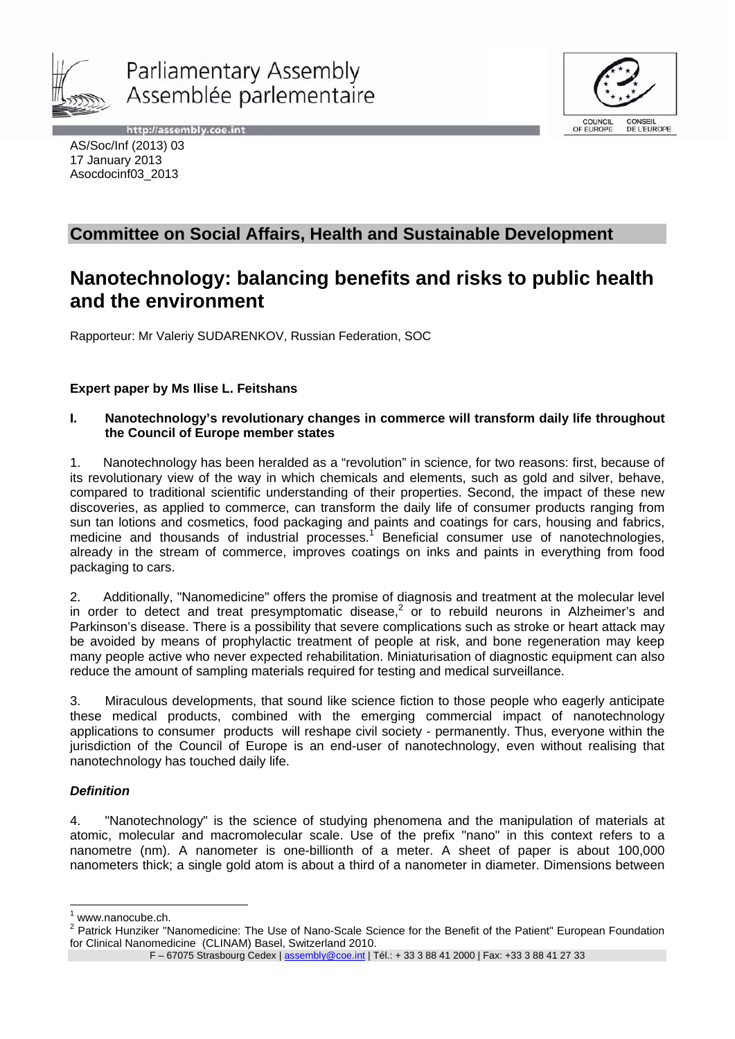Parliamentary Assembly
Assemblée parlementaire

AS/Soc/Inf (2013) 03
17 January 2013
Asocdocinf03_2013

## Committee on Social Affairs, Health and Sustainable Development

# Nanotechnology: balancing benefits and risks to public health and the environment

Rapporteur: Mr Valeriy SUDARENKOV, Russian Federation, SOC

**Expert paper by Ms Ilise L. Feitshans**

### I. Nanotechnology's revolutionary changes in commerce will transform daily life throughout the Council of Europe member states

1. Nanotechnology has been heralded as a "revolution" in science, for two reasons: first, because of its revolutionary view of the way in which chemicals and elements, such as gold and silver, behave, compared to traditional scientific understanding of their properties. Second, the impact of these new discoveries, as applied to commerce, can transform the daily life of consumer products ranging from sun tan lotions and cosmetics, food packaging and paints and coatings for cars, housing and fabrics, medicine and thousands of industrial processes.[1] Beneficial consumer use of nanotechnologies, already in the stream of commerce, improves coatings on inks and paints in everything from food packaging to cars.

2. Additionally, "Nanomedicine" offers the promise of diagnosis and treatment at the molecular level in order to detect and treat presymptomatic disease,[2] or to rebuild neurons in Alzheimer's and Parkinson's disease. There is a possibility that severe complications such as stroke or heart attack may be avoided by means of prophylactic treatment of people at risk, and bone regeneration may keep many people active who never expected rehabilitation. Miniaturisation of diagnostic equipment can also reduce the amount of sampling materials required for testing and medical surveillance.

3. Miraculous developments, that sound like science fiction to those people who eagerly anticipate these medical products, combined with the emerging commercial impact of nanotechnology applications to consumer products will reshape civil society - permanently. Thus, everyone within the jurisdiction of the Council of Europe is an end-user of nanotechnology, even without realising that nanotechnology has touched daily life.

***Definition***

4. "Nanotechnology" is the science of studying phenomena and the manipulation of materials at atomic, molecular and macromolecular scale. Use of the prefix "nano" in this context refers to a nanometre (nm). A nanometer is one-billionth of a meter. A sheet of paper is about 100,000 nanometers thick; a single gold atom is about a third of a nanometer in diameter. Dimensions between

---

[1] www.nanocube.ch.

[2] Patrick Hunziker "Nanomedicine: The Use of Nano-Scale Science for the Benefit of the Patient" European Foundation for Clinical Nanomedicine (CLINAM) Basel, Switzerland 2010.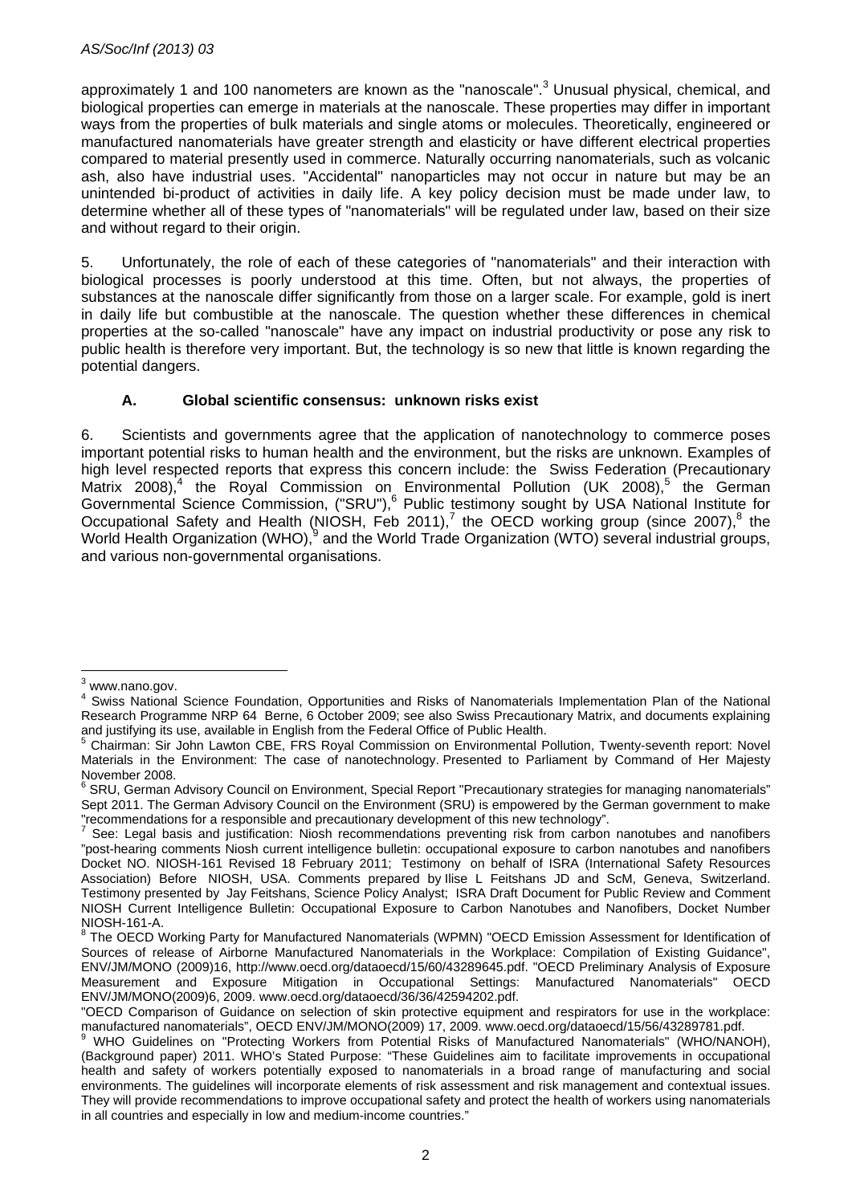approximately 1 and 100 nanometers are known as the "nanoscale".[3] Unusual physical, chemical, and biological properties can emerge in materials at the nanoscale. These properties may differ in important ways from the properties of bulk materials and single atoms or molecules. Theoretically, engineered or manufactured nanomaterials have greater strength and elasticity or have different electrical properties compared to material presently used in commerce. Naturally occurring nanomaterials, such as volcanic ash, also have industrial uses. "Accidental" nanoparticles may not occur in nature but may be an unintended bi-product of activities in daily life. A key policy decision must be made under law, to determine whether all of these types of "nanomaterials" will be regulated under law, based on their size and without regard to their origin.

5. Unfortunately, the role of each of these categories of "nanomaterials" and their interaction with biological processes is poorly understood at this time. Often, but not always, the properties of substances at the nanoscale differ significantly from those on a larger scale. For example, gold is inert in daily life but combustible at the nanoscale. The question whether these differences in chemical properties at the so-called "nanoscale" have any impact on industrial productivity or pose any risk to public health is therefore very important. But, the technology is so new that little is known regarding the potential dangers.

### A. Global scientific consensus: unknown risks exist

6. Scientists and governments agree that the application of nanotechnology to commerce poses important potential risks to human health and the environment, but the risks are unknown. Examples of high level respected reports that express this concern include: the Swiss Federation (Precautionary Matrix 2008),[4] the Royal Commission on Environmental Pollution (UK 2008),[5] the German Governmental Science Commission, ("SRU"),[6] Public testimony sought by USA National Institute for Occupational Safety and Health (NIOSH, Feb 2011),[7] the OECD working group (since 2007),[8] the World Health Organization (WHO),[9] and the World Trade Organization (WTO) several industrial groups, and various non-governmental organisations.

---

[3] www.nano.gov.

[4] Swiss National Science Foundation, Opportunities and Risks of Nanomaterials Implementation Plan of the National Research Programme NRP 64 Berne, 6 October 2009; see also Swiss Precautionary Matrix, and documents explaining and justifying its use, available in English from the Federal Office of Public Health.

[5] Chairman: Sir John Lawton CBE, FRS Royal Commission on Environmental Pollution, Twenty-seventh report: Novel Materials in the Environment: The case of nanotechnology. Presented to Parliament by Command of Her Majesty November 2008.

[6] SRU, German Advisory Council on Environment, Special Report "Precautionary strategies for managing nanomaterials" Sept 2011. The German Advisory Council on the Environment (SRU) is empowered by the German government to make "recommendations for a responsible and precautionary development of this new technology".

[7] See: Legal basis and justification: Niosh recommendations preventing risk from carbon nanotubes and nanofibers "post-hearing comments Niosh current intelligence bulletin: occupational exposure to carbon nanotubes and nanofibers Docket NO. NIOSH-161 Revised 18 February 2011; Testimony on behalf of ISRA (International Safety Resources Association) Before NIOSH, USA. Comments prepared by Ilise L Feitshans JD and ScM, Geneva, Switzerland. Testimony presented by Jay Feitshans, Science Policy Analyst; ISRA Draft Document for Public Review and Comment NIOSH Current Intelligence Bulletin: Occupational Exposure to Carbon Nanotubes and Nanofibers, Docket Number NIOSH-161-A.

[8] The OECD Working Party for Manufactured Nanomaterials (WPMN) "OECD Emission Assessment for Identification of Sources of release of Airborne Manufactured Nanomaterials in the Workplace: Compilation of Existing Guidance", ENV/JM/MONO (2009)16, http://www.oecd.org/dataoecd/15/60/43289645.pdf. "OECD Preliminary Analysis of Exposure Measurement and Exposure Mitigation in Occupational Settings: Manufactured Nanomaterials" OECD ENV/JM/MONO(2009)6, 2009. www.oecd.org/dataoecd/36/36/42594202.pdf.
"OECD Comparison of Guidance on selection of skin protective equipment and respirators for use in the workplace: manufactured nanomaterials", OECD ENV/JM/MONO(2009) 17, 2009. www.oecd.org/dataoecd/15/56/43289781.pdf.

[9] WHO Guidelines on "Protecting Workers from Potential Risks of Manufactured Nanomaterials" (WHO/NANOH), (Background paper) 2011. WHO's Stated Purpose: "These Guidelines aim to facilitate improvements in occupational health and safety of workers potentially exposed to nanomaterials in a broad range of manufacturing and social environments. The guidelines will incorporate elements of risk assessment and risk management and contextual issues. They will provide recommendations to improve occupational safety and protect the health of workers using nanomaterials in all countries and especially in low and medium-income countries."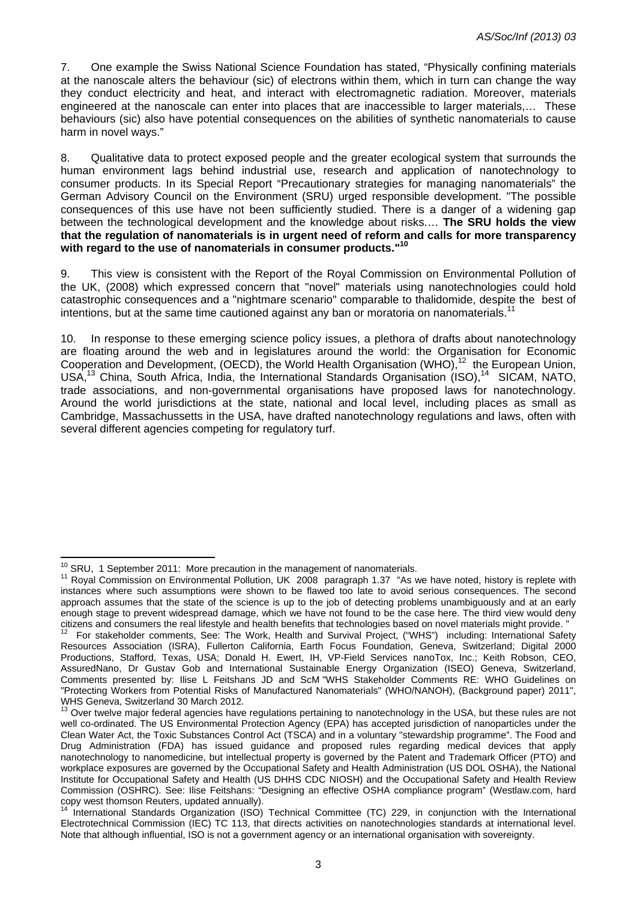7. One example the Swiss National Science Foundation has stated, "Physically confining materials at the nanoscale alters the behaviour (sic) of electrons within them, which in turn can change the way they conduct electricity and heat, and interact with electromagnetic radiation. Moreover, materials engineered at the nanoscale can enter into places that are inaccessible to larger materials,… These behaviours (sic) also have potential consequences on the abilities of synthetic nanomaterials to cause harm in novel ways."

8. Qualitative data to protect exposed people and the greater ecological system that surrounds the human environment lags behind industrial use, research and application of nanotechnology to consumer products. In its Special Report "Precautionary strategies for managing nanomaterials" the German Advisory Council on the Environment (SRU) urged responsible development. "The possible consequences of this use have not been sufficiently studied. There is a danger of a widening gap between the technological development and the knowledge about risks.… **The SRU holds the view that the regulation of nanomaterials is in urgent need of reform and calls for more transparency with regard to the use of nanomaterials in consumer products."**[10]

9. This view is consistent with the Report of the Royal Commission on Environmental Pollution of the UK, (2008) which expressed concern that "novel" materials using nanotechnologies could hold catastrophic consequences and a "nightmare scenario" comparable to thalidomide, despite the best of intentions, but at the same time cautioned against any ban or moratoria on nanomaterials.[11]

10. In response to these emerging science policy issues, a plethora of drafts about nanotechnology are floating around the web and in legislatures around the world: the Organisation for Economic Cooperation and Development, (OECD), the World Health Organisation (WHO),[12] the European Union, USA,[13] China, South Africa, India, the International Standards Organisation (ISO),[14] SICAM, NATO, trade associations, and non-governmental organisations have proposed laws for nanotechnology. Around the world jurisdictions at the state, national and local level, including places as small as Cambridge, Massachussetts in the USA, have drafted nanotechnology regulations and laws, often with several different agencies competing for regulatory turf.

---

[10] SRU, 1 September 2011: More precaution in the management of nanomaterials.

[11] Royal Commission on Environmental Pollution, UK 2008 paragraph 1.37 "As we have noted, history is replete with instances where such assumptions were shown to be flawed too late to avoid serious consequences. The second approach assumes that the state of the science is up to the job of detecting problems unambiguously and at an early enough stage to prevent widespread damage, which we have not found to be the case here. The third view would deny citizens and consumers the real lifestyle and health benefits that technologies based on novel materials might provide. "

[12] For stakeholder comments, See: The Work, Health and Survival Project, ("WHS") including: International Safety Resources Association (ISRA), Fullerton California, Earth Focus Foundation, Geneva, Switzerland; Digital 2000 Productions, Stafford, Texas, USA; Donald H. Ewert, IH, VP-Field Services nanoTox, Inc.; Keith Robson, CEO, AssuredNano, Dr Gustav Gob and International Sustainable Energy Organization (ISEO) Geneva, Switzerland, Comments presented by: Ilise L Feitshans JD and ScM "WHS Stakeholder Comments RE: WHO Guidelines on "Protecting Workers from Potential Risks of Manufactured Nanomaterials" (WHO/NANOH), (Background paper) 2011", WHS Geneva, Switzerland 30 March 2012.

[13] Over twelve major federal agencies have regulations pertaining to nanotechnology in the USA, but these rules are not well co-ordinated. The US Environmental Protection Agency (EPA) has accepted jurisdiction of nanoparticles under the Clean Water Act, the Toxic Substances Control Act (TSCA) and in a voluntary "stewardship programme". The Food and Drug Administration (FDA) has issued guidance and proposed rules regarding medical devices that apply nanotechnology to nanomedicine, but intellectual property is governed by the Patent and Trademark Officer (PTO) and workplace exposures are governed by the Occupational Safety and Health Administration (US DOL OSHA), the National Institute for Occupational Safety and Health (US DHHS CDC NIOSH) and the Occupational Safety and Health Review Commission (OSHRC). See: Ilise Feitshans: "Designing an effective OSHA compliance program" (Westlaw.com, hard copy west thomson Reuters, updated annually).

[14] International Standards Organization (ISO) Technical Committee (TC) 229, in conjunction with the International Electrotechnical Commission (IEC) TC 113, that directs activities on nanotechnologies standards at international level. Note that although influential, ISO is not a government agency or an international organisation with sovereignty.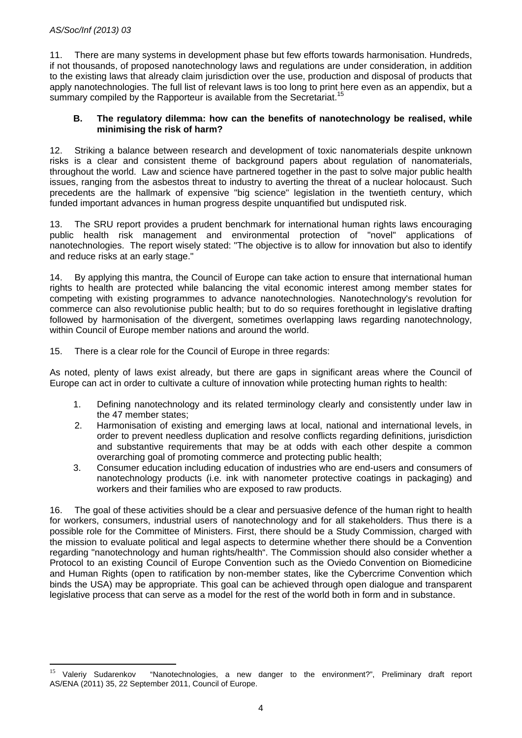11. There are many systems in development phase but few efforts towards harmonisation. Hundreds, if not thousands, of proposed nanotechnology laws and regulations are under consideration, in addition to the existing laws that already claim jurisdiction over the use, production and disposal of products that apply nanotechnologies. The full list of relevant laws is too long to print here even as an appendix, but a summary compiled by the Rapporteur is available from the Secretariat.[15]

### B. The regulatory dilemma: how can the benefits of nanotechnology be realised, while minimising the risk of harm?

12. Striking a balance between research and development of toxic nanomaterials despite unknown risks is a clear and consistent theme of background papers about regulation of nanomaterials, throughout the world. Law and science have partnered together in the past to solve major public health issues, ranging from the asbestos threat to industry to averting the threat of a nuclear holocaust. Such precedents are the hallmark of expensive "big science" legislation in the twentieth century, which funded important advances in human progress despite unquantified but undisputed risk.

13. The SRU report provides a prudent benchmark for international human rights laws encouraging public health risk management and environmental protection of "novel" applications of nanotechnologies. The report wisely stated: "The objective is to allow for innovation but also to identify and reduce risks at an early stage."

14. By applying this mantra, the Council of Europe can take action to ensure that international human rights to health are protected while balancing the vital economic interest among member states for competing with existing programmes to advance nanotechnologies. Nanotechnology's revolution for commerce can also revolutionise public health; but to do so requires forethought in legislative drafting followed by harmonisation of the divergent, sometimes overlapping laws regarding nanotechnology, within Council of Europe member nations and around the world.

15. There is a clear role for the Council of Europe in three regards:

As noted, plenty of laws exist already, but there are gaps in significant areas where the Council of Europe can act in order to cultivate a culture of innovation while protecting human rights to health:

1. Defining nanotechnology and its related terminology clearly and consistently under law in the 47 member states;
2. Harmonisation of existing and emerging laws at local, national and international levels, in order to prevent needless duplication and resolve conflicts regarding definitions, jurisdiction and substantive requirements that may be at odds with each other despite a common overarching goal of promoting commerce and protecting public health;
3. Consumer education including education of industries who are end-users and consumers of nanotechnology products (i.e. ink with nanometer protective coatings in packaging) and workers and their families who are exposed to raw products.

16. The goal of these activities should be a clear and persuasive defence of the human right to health for workers, consumers, industrial users of nanotechnology and for all stakeholders. Thus there is a possible role for the Committee of Ministers. First, there should be a Study Commission, charged with the mission to evaluate political and legal aspects to determine whether there should be a Convention regarding "nanotechnology and human rights/health". The Commission should also consider whether a Protocol to an existing Council of Europe Convention such as the Oviedo Convention on Biomedicine and Human Rights (open to ratification by non-member states, like the Cybercrime Convention which binds the USA) may be appropriate. This goal can be achieved through open dialogue and transparent legislative process that can serve as a model for the rest of the world both in form and in substance.

[15] Valeriy Sudarenkov "Nanotechnologies, a new danger to the environment?", Preliminary draft report AS/ENA (2011) 35, 22 September 2011, Council of Europe.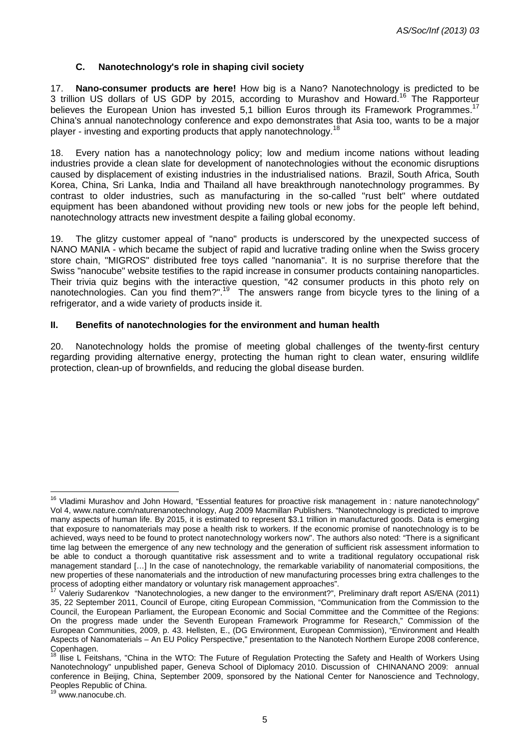### C. Nanotechnology's role in shaping civil society

17. **Nano-consumer products are here!** How big is a Nano? Nanotechnology is predicted to be 3 trillion US dollars of US GDP by 2015, according to Murashov and Howard.[16] The Rapporteur believes the European Union has invested 5,1 billion Euros through its Framework Programmes.[17] China's annual nanotechnology conference and expo demonstrates that Asia too, wants to be a major player - investing and exporting products that apply nanotechnology.[18]

18. Every nation has a nanotechnology policy; low and medium income nations without leading industries provide a clean slate for development of nanotechnologies without the economic disruptions caused by displacement of existing industries in the industrialised nations. Brazil, South Africa, South Korea, China, Sri Lanka, India and Thailand all have breakthrough nanotechnology programmes. By contrast to older industries, such as manufacturing in the so-called "rust belt" where outdated equipment has been abandoned without providing new tools or new jobs for the people left behind, nanotechnology attracts new investment despite a failing global economy.

19. The glitzy customer appeal of "nano" products is underscored by the unexpected success of NANO MANIA - which became the subject of rapid and lucrative trading online when the Swiss grocery store chain, "MIGROS" distributed free toys called "nanomania". It is no surprise therefore that the Swiss "nanocube" website testifies to the rapid increase in consumer products containing nanoparticles. Their trivia quiz begins with the interactive question, "42 consumer products in this photo rely on nanotechnologies. Can you find them?".[19] The answers range from bicycle tyres to the lining of a refrigerator, and a wide variety of products inside it.

## II. Benefits of nanotechnologies for the environment and human health

20. Nanotechnology holds the promise of meeting global challenges of the twenty-first century regarding providing alternative energy, protecting the human right to clean water, ensuring wildlife protection, clean-up of brownfields, and reducing the global disease burden.

---

[16] Vladimi Murashov and John Howard, "Essential features for proactive risk management in : nature nanotechnology" Vol 4, www.nature.com/naturenanotechnology, Aug 2009 Macmillan Publishers. "Nanotechnology is predicted to improve many aspects of human life. By 2015, it is estimated to represent $3.1 trillion in manufactured goods. Data is emerging that exposure to nanomaterials may pose a health risk to workers. If the economic promise of nanotechnology is to be achieved, ways need to be found to protect nanotechnology workers now". The authors also noted: "There is a significant time lag between the emergence of any new technology and the generation of sufficient risk assessment information to be able to conduct a thorough quantitative risk assessment and to write a traditional regulatory occupational risk management standard […] In the case of nanotechnology, the remarkable variability of nanomaterial compositions, the new properties of these nanomaterials and the introduction of new manufacturing processes bring extra challenges to the process of adopting either mandatory or voluntary risk management approaches".

[17] Valeriy Sudarenkov "Nanotechnologies, a new danger to the environment?", Preliminary draft report AS/ENA (2011) 35, 22 September 2011, Council of Europe, citing European Commission, "Communication from the Commission to the Council, the European Parliament, the European Economic and Social Committee and the Committee of the Regions: On the progress made under the Seventh European Framework Programme for Research," Commission of the European Communities, 2009, p. 43. Hellsten, E., (DG Environment, European Commission), "Environment and Health Aspects of Nanomaterials – An EU Policy Perspective," presentation to the Nanotech Northern Europe 2008 conference, Copenhagen.

[18] Ilise L Feitshans, "China in the WTO: The Future of Regulation Protecting the Safety and Health of Workers Using Nanotechnology" unpublished paper, Geneva School of Diplomacy 2010. Discussion of CHINANANO 2009: annual conference in Beijing, China, September 2009, sponsored by the National Center for Nanoscience and Technology, Peoples Republic of China.

[19] www.nanocube.ch.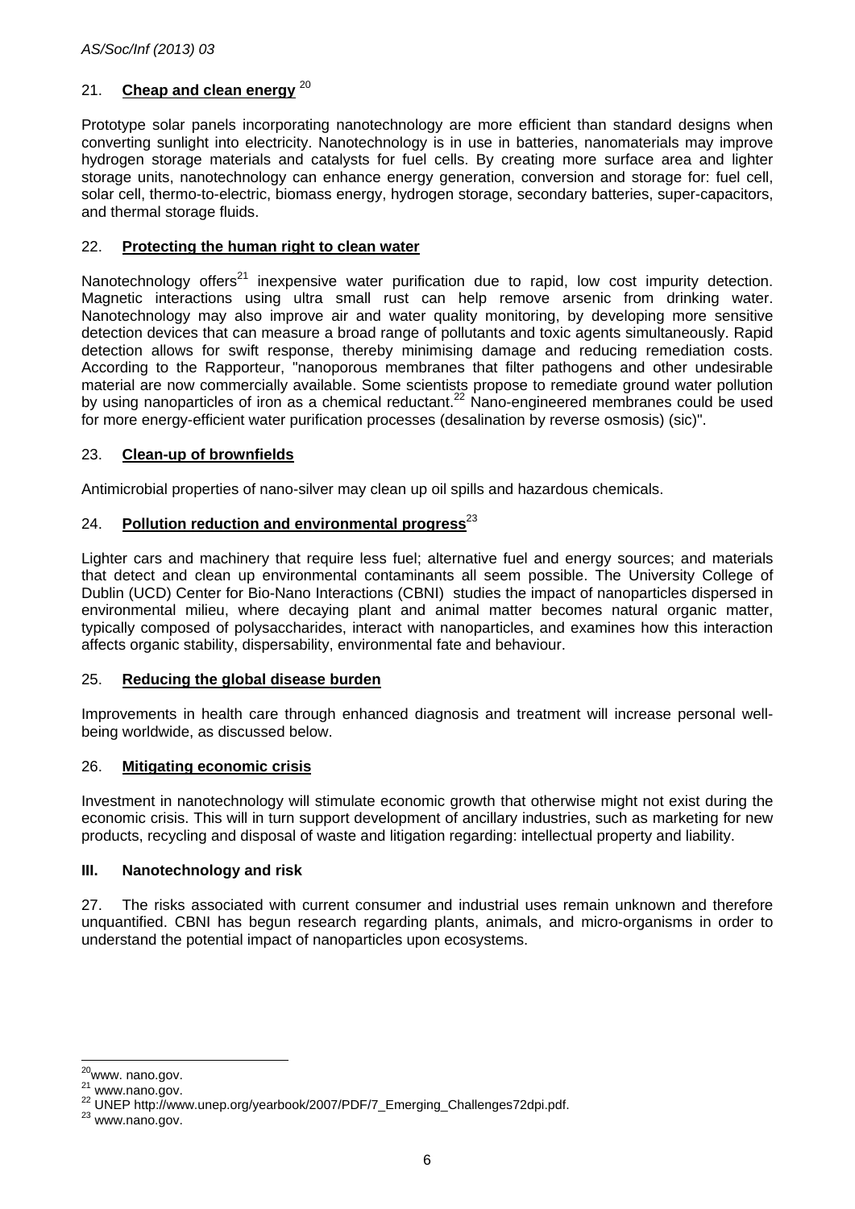21. **Cheap and clean energy** [20]

Prototype solar panels incorporating nanotechnology are more efficient than standard designs when converting sunlight into electricity. Nanotechnology is in use in batteries, nanomaterials may improve hydrogen storage materials and catalysts for fuel cells. By creating more surface area and lighter storage units, nanotechnology can enhance energy generation, conversion and storage for: fuel cell, solar cell, thermo-to-electric, biomass energy, hydrogen storage, secondary batteries, super-capacitors, and thermal storage fluids.

22. **Protecting the human right to clean water**

Nanotechnology offers[21] inexpensive water purification due to rapid, low cost impurity detection. Magnetic interactions using ultra small rust can help remove arsenic from drinking water. Nanotechnology may also improve air and water quality monitoring, by developing more sensitive detection devices that can measure a broad range of pollutants and toxic agents simultaneously. Rapid detection allows for swift response, thereby minimising damage and reducing remediation costs. According to the Rapporteur, "nanoporous membranes that filter pathogens and other undesirable material are now commercially available. Some scientists propose to remediate ground water pollution by using nanoparticles of iron as a chemical reductant.[22] Nano-engineered membranes could be used for more energy-efficient water purification processes (desalination by reverse osmosis) (sic)".

23. **Clean-up of brownfields**

Antimicrobial properties of nano-silver may clean up oil spills and hazardous chemicals.

24. **Pollution reduction and environmental progress**[23]

Lighter cars and machinery that require less fuel; alternative fuel and energy sources; and materials that detect and clean up environmental contaminants all seem possible. The University College of Dublin (UCD) Center for Bio-Nano Interactions (CBNI) studies the impact of nanoparticles dispersed in environmental milieu, where decaying plant and animal matter becomes natural organic matter, typically composed of polysaccharides, interact with nanoparticles, and examines how this interaction affects organic stability, dispersability, environmental fate and behaviour.

25. **Reducing the global disease burden**

Improvements in health care through enhanced diagnosis and treatment will increase personal well-being worldwide, as discussed below.

26. **Mitigating economic crisis**

Investment in nanotechnology will stimulate economic growth that otherwise might not exist during the economic crisis. This will in turn support development of ancillary industries, such as marketing for new products, recycling and disposal of waste and litigation regarding: intellectual property and liability.

## III. Nanotechnology and risk

27. The risks associated with current consumer and industrial uses remain unknown and therefore unquantified. CBNI has begun research regarding plants, animals, and micro-organisms in order to understand the potential impact of nanoparticles upon ecosystems.

---

[20] www. nano.gov.

[21] www.nano.gov.

[22] UNEP http://www.unep.org/yearbook/2007/PDF/7_Emerging_Challenges72dpi.pdf.

[23] www.nano.gov.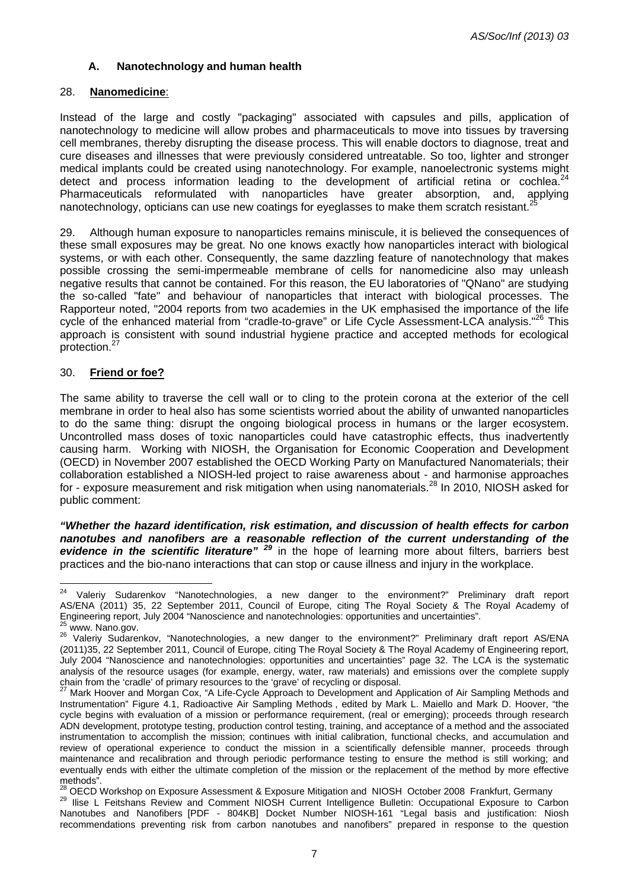### A. Nanotechnology and human health

28. **Nanomedicine**:

Instead of the large and costly "packaging" associated with capsules and pills, application of nanotechnology to medicine will allow probes and pharmaceuticals to move into tissues by traversing cell membranes, thereby disrupting the disease process. This will enable doctors to diagnose, treat and cure diseases and illnesses that were previously considered untreatable. So too, lighter and stronger medical implants could be created using nanotechnology. For example, nanoelectronic systems might detect and process information leading to the development of artificial retina or cochlea.[24] Pharmaceuticals reformulated with nanoparticles have greater absorption, and, applying nanotechnology, opticians can use new coatings for eyeglasses to make them scratch resistant.[25]

29. Although human exposure to nanoparticles remains miniscule, it is believed the consequences of these small exposures may be great. No one knows exactly how nanoparticles interact with biological systems, or with each other. Consequently, the same dazzling feature of nanotechnology that makes possible crossing the semi-impermeable membrane of cells for nanomedicine also may unleash negative results that cannot be contained. For this reason, the EU laboratories of "QNano" are studying the so-called "fate" and behaviour of nanoparticles that interact with biological processes. The Rapporteur noted, "2004 reports from two academies in the UK emphasised the importance of the life cycle of the enhanced material from "cradle-to-grave" or Life Cycle Assessment-LCA analysis."[26] This approach is consistent with sound industrial hygiene practice and accepted methods for ecological protection.[27]

30. **Friend or foe?**

The same ability to traverse the cell wall or to cling to the protein corona at the exterior of the cell membrane in order to heal also has some scientists worried about the ability of unwanted nanoparticles to do the same thing: disrupt the ongoing biological process in humans or the larger ecosystem. Uncontrolled mass doses of toxic nanoparticles could have catastrophic effects, thus inadvertently causing harm. Working with NIOSH, the Organisation for Economic Cooperation and Development (OECD) in November 2007 established the OECD Working Party on Manufactured Nanomaterials; their collaboration established a NIOSH-led project to raise awareness about - and harmonise approaches for - exposure measurement and risk mitigation when using nanomaterials.[28] In 2010, NIOSH asked for public comment:

***"Whether the hazard identification, risk estimation, and discussion of health effects for carbon nanotubes and nanofibers are a reasonable reflection of the current understanding of the evidence in the scientific literature"*** [29] in the hope of learning more about filters, barriers best practices and the bio-nano interactions that can stop or cause illness and injury in the workplace.

---

[24] Valeriy Sudarenkov "Nanotechnologies, a new danger to the environment?" Preliminary draft report AS/ENA (2011) 35, 22 September 2011, Council of Europe, citing The Royal Society & The Royal Academy of Engineering report, July 2004 "Nanoscience and nanotechnologies: opportunities and uncertainties".

[25] www. Nano.gov.

[26] Valeriy Sudarenkov, "Nanotechnologies, a new danger to the environment?" Preliminary draft report AS/ENA (2011)35, 22 September 2011, Council of Europe, citing The Royal Society & The Royal Academy of Engineering report, July 2004 "Nanoscience and nanotechnologies: opportunities and uncertainties" page 32. The LCA is the systematic analysis of the resource usages (for example, energy, water, raw materials) and emissions over the complete supply chain from the 'cradle' of primary resources to the 'grave' of recycling or disposal.

[27] Mark Hoover and Morgan Cox, "A Life-Cycle Approach to Development and Application of Air Sampling Methods and Instrumentation" Figure 4.1, Radioactive Air Sampling Methods , edited by Mark L. Maiello and Mark D. Hoover, "the cycle begins with evaluation of a mission or performance requirement, (real or emerging); proceeds through research ADN development, prototype testing, production control testing, training, and acceptance of a method and the associated instrumentation to accomplish the mission; continues with initial calibration, functional checks, and accumulation and review of operational experience to conduct the mission in a scientifically defensible manner, proceeds through maintenance and recalibration and through periodic performance testing to ensure the method is still working; and eventually ends with either the ultimate completion of the mission or the replacement of the method by more effective methods".

[28] OECD Workshop on Exposure Assessment & Exposure Mitigation and NIOSH October 2008 Frankfurt, Germany

[29] Ilise L Feitshans Review and Comment NIOSH Current Intelligence Bulletin: Occupational Exposure to Carbon Nanotubes and Nanofibers [PDF - 804KB] Docket Number NIOSH-161 "Legal basis and justification: Niosh recommendations preventing risk from carbon nanotubes and nanofibers" prepared in response to the question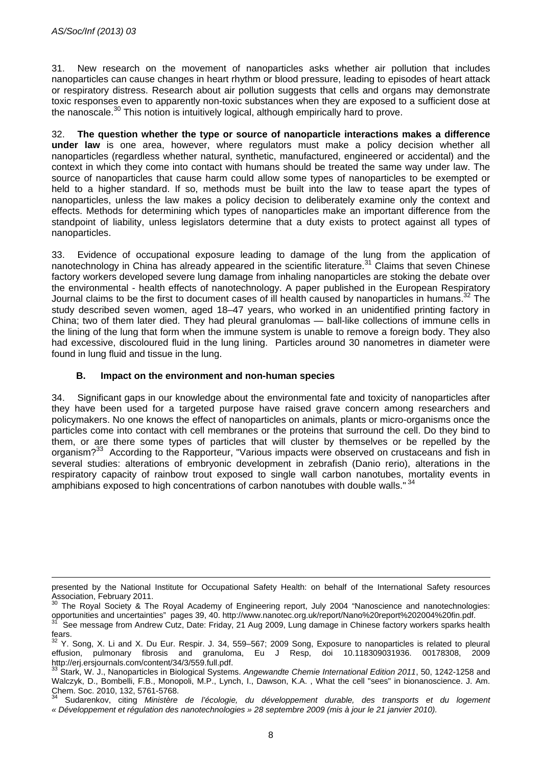31. New research on the movement of nanoparticles asks whether air pollution that includes nanoparticles can cause changes in heart rhythm or blood pressure, leading to episodes of heart attack or respiratory distress. Research about air pollution suggests that cells and organs may demonstrate toxic responses even to apparently non-toxic substances when they are exposed to a sufficient dose at the nanoscale.[30] This notion is intuitively logical, although empirically hard to prove.

32. **The question whether the type or source of nanoparticle interactions makes a difference under law** is one area, however, where regulators must make a policy decision whether all nanoparticles (regardless whether natural, synthetic, manufactured, engineered or accidental) and the context in which they come into contact with humans should be treated the same way under law. The source of nanoparticles that cause harm could allow some types of nanoparticles to be exempted or held to a higher standard. If so, methods must be built into the law to tease apart the types of nanoparticles, unless the law makes a policy decision to deliberately examine only the context and effects. Methods for determining which types of nanoparticles make an important difference from the standpoint of liability, unless legislators determine that a duty exists to protect against all types of nanoparticles.

33. Evidence of occupational exposure leading to damage of the lung from the application of nanotechnology in China has already appeared in the scientific literature.[31] Claims that seven Chinese factory workers developed severe lung damage from inhaling nanoparticles are stoking the debate over the environmental - health effects of nanotechnology. A paper published in the European Respiratory Journal claims to be the first to document cases of ill health caused by nanoparticles in humans.[32] The study described seven women, aged 18–47 years, who worked in an unidentified printing factory in China; two of them later died. They had pleural granulomas — ball-like collections of immune cells in the lining of the lung that form when the immune system is unable to remove a foreign body. They also had excessive, discoloured fluid in the lung lining. Particles around 30 nanometres in diameter were found in lung fluid and tissue in the lung.

### B. Impact on the environment and non-human species

34. Significant gaps in our knowledge about the environmental fate and toxicity of nanoparticles after they have been used for a targeted purpose have raised grave concern among researchers and policymakers. No one knows the effect of nanoparticles on animals, plants or micro-organisms once the particles come into contact with cell membranes or the proteins that surround the cell. Do they bind to them, or are there some types of particles that will cluster by themselves or be repelled by the organism?[33] According to the Rapporteur, "Various impacts were observed on crustaceans and fish in several studies: alterations of embryonic development in zebrafish (Danio rerio), alterations in the respiratory capacity of rainbow trout exposed to single wall carbon nanotubes, mortality events in amphibians exposed to high concentrations of carbon nanotubes with double walls." [34]

---

presented by the National Institute for Occupational Safety Health: on behalf of the International Safety resources Association, February 2011.

[30] The Royal Society & The Royal Academy of Engineering report, July 2004 "Nanoscience and nanotechnologies: opportunities and uncertainties" pages 39, 40. http://www.nanotec.org.uk/report/Nano%20report%202004%20fin.pdf.

[31] See message from Andrew Cutz, Date: Friday, 21 Aug 2009, Lung damage in Chinese factory workers sparks health fears.

[32] Y. Song, X. Li and X. Du Eur. Respir. J. 34, 559–567; 2009 Song, Exposure to nanoparticles is related to pleural effusion, pulmonary fibrosis and granuloma, Eu J Resp, doi 10.118309031936. 00178308, 2009 http://erj.ersjournals.com/content/34/3/559.full.pdf.

[33] Stark, W. J., Nanoparticles in Biological Systems. *Angewandte Chemie International Edition 2011*, 50, 1242-1258 and Walczyk, D., Bombelli, F.B., Monopoli, M.P., Lynch, I., Dawson, K.A. , What the cell "sees" in bionanoscience. J. Am. Chem. Soc. 2010, 132, 5761-5768.

[34] Sudarenkov, citing *Ministère de l'écologie, du développement durable, des transports et du logement « Développement et régulation des nanotechnologies » 28 septembre 2009 (mis à jour le 21 janvier 2010).*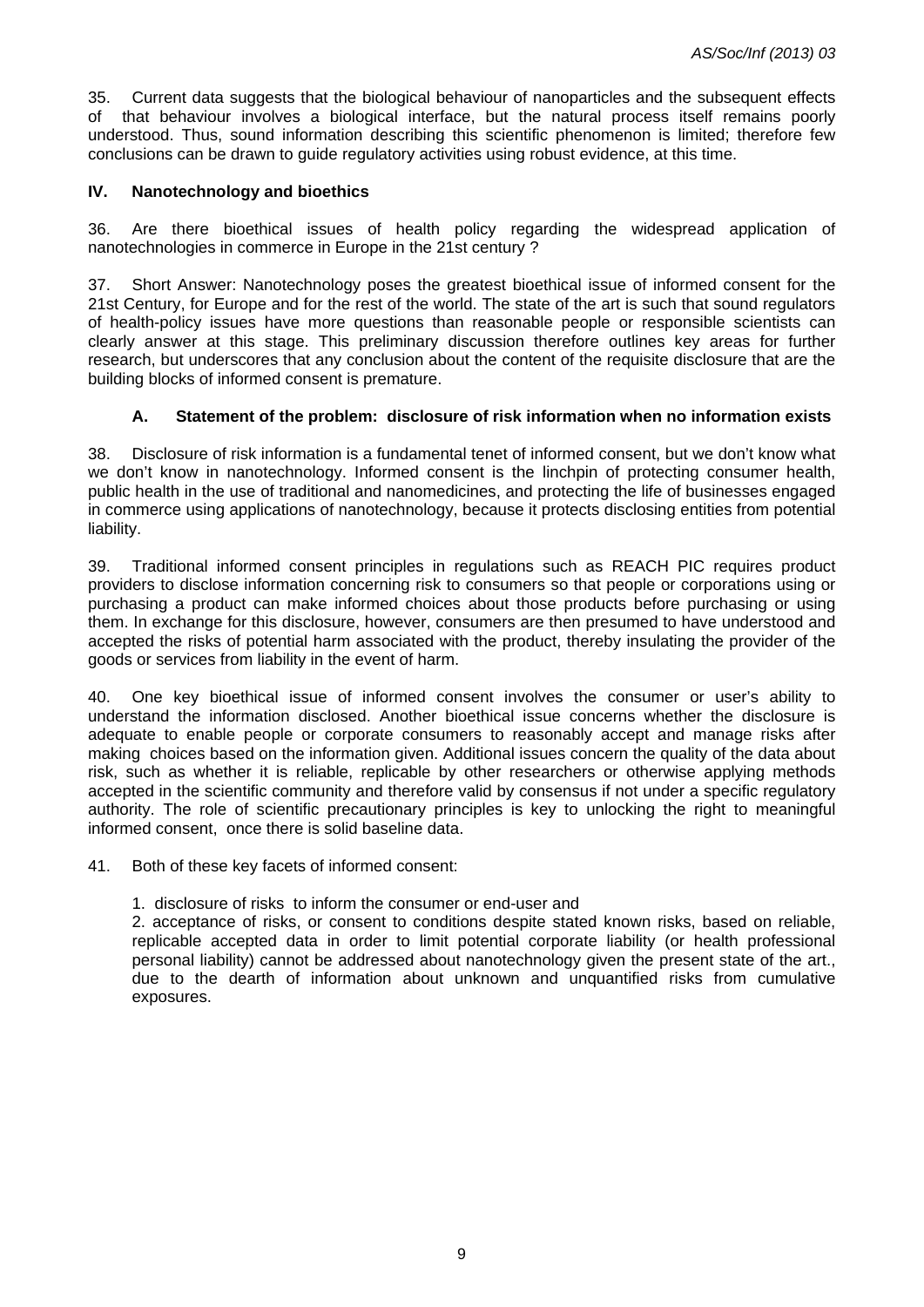35. Current data suggests that the biological behaviour of nanoparticles and the subsequent effects of that behaviour involves a biological interface, but the natural process itself remains poorly understood. Thus, sound information describing this scientific phenomenon is limited; therefore few conclusions can be drawn to guide regulatory activities using robust evidence, at this time.

## IV. Nanotechnology and bioethics

36. Are there bioethical issues of health policy regarding the widespread application of nanotechnologies in commerce in Europe in the 21st century ?

37. Short Answer: Nanotechnology poses the greatest bioethical issue of informed consent for the 21st Century, for Europe and for the rest of the world. The state of the art is such that sound regulators of health-policy issues have more questions than reasonable people or responsible scientists can clearly answer at this stage. This preliminary discussion therefore outlines key areas for further research, but underscores that any conclusion about the content of the requisite disclosure that are the building blocks of informed consent is premature.

### A. Statement of the problem: disclosure of risk information when no information exists

38. Disclosure of risk information is a fundamental tenet of informed consent, but we don't know what we don't know in nanotechnology. Informed consent is the linchpin of protecting consumer health, public health in the use of traditional and nanomedicines, and protecting the life of businesses engaged in commerce using applications of nanotechnology, because it protects disclosing entities from potential liability.

39. Traditional informed consent principles in regulations such as REACH PIC requires product providers to disclose information concerning risk to consumers so that people or corporations using or purchasing a product can make informed choices about those products before purchasing or using them. In exchange for this disclosure, however, consumers are then presumed to have understood and accepted the risks of potential harm associated with the product, thereby insulating the provider of the goods or services from liability in the event of harm.

40. One key bioethical issue of informed consent involves the consumer or user's ability to understand the information disclosed. Another bioethical issue concerns whether the disclosure is adequate to enable people or corporate consumers to reasonably accept and manage risks after making choices based on the information given. Additional issues concern the quality of the data about risk, such as whether it is reliable, replicable by other researchers or otherwise applying methods accepted in the scientific community and therefore valid by consensus if not under a specific regulatory authority. The role of scientific precautionary principles is key to unlocking the right to meaningful informed consent, once there is solid baseline data.

41. Both of these key facets of informed consent:

1. disclosure of risks to inform the consumer or end-user and
2. acceptance of risks, or consent to conditions despite stated known risks, based on reliable, replicable accepted data in order to limit potential corporate liability (or health professional personal liability) cannot be addressed about nanotechnology given the present state of the art., due to the dearth of information about unknown and unquantified risks from cumulative exposures.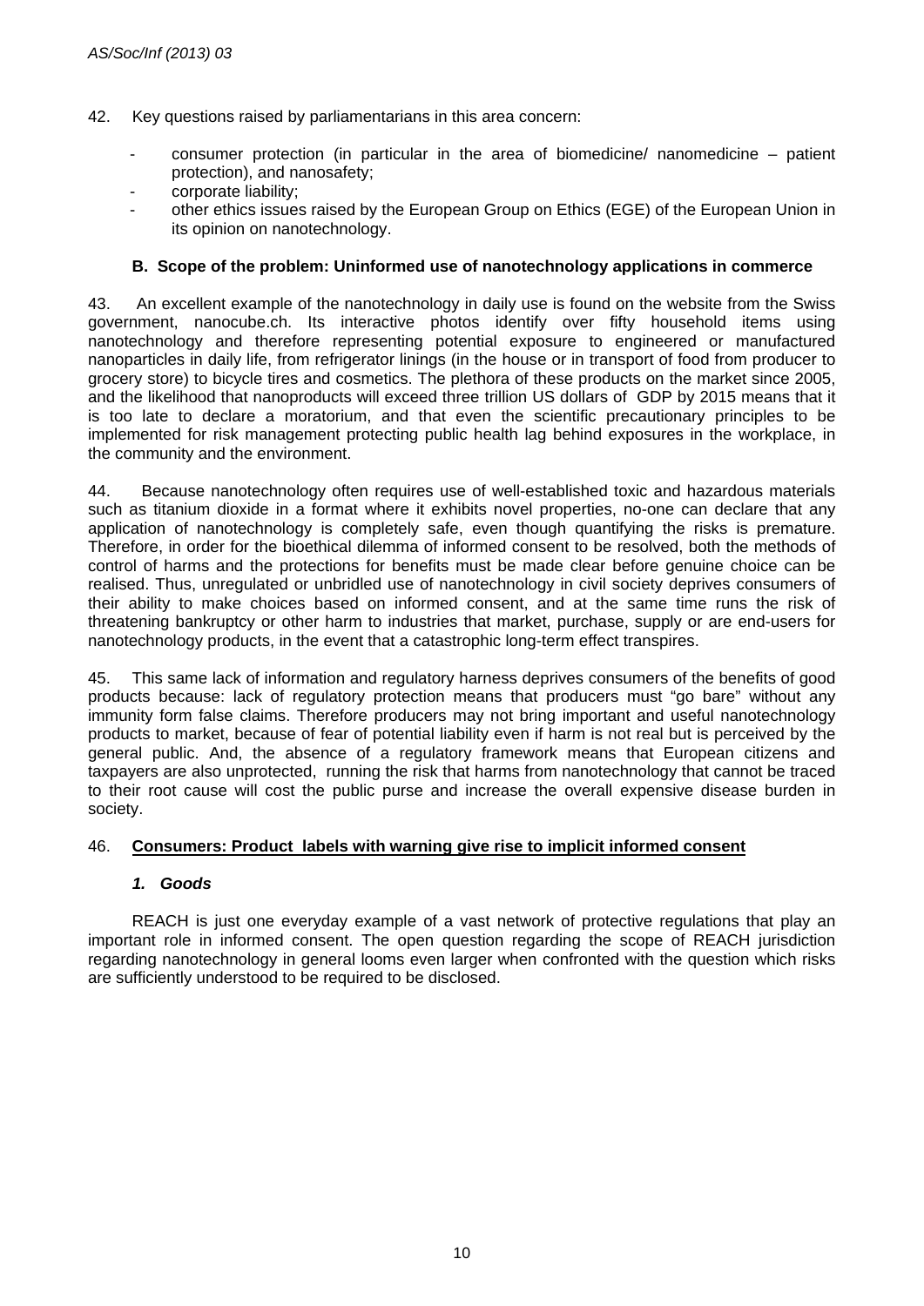42. Key questions raised by parliamentarians in this area concern:

- consumer protection (in particular in the area of biomedicine/ nanomedicine – patient protection), and nanosafety;
- corporate liability;
- other ethics issues raised by the European Group on Ethics (EGE) of the European Union in its opinion on nanotechnology.

### B. Scope of the problem: Uninformed use of nanotechnology applications in commerce

43. An excellent example of the nanotechnology in daily use is found on the website from the Swiss government, nanocube.ch. Its interactive photos identify over fifty household items using nanotechnology and therefore representing potential exposure to engineered or manufactured nanoparticles in daily life, from refrigerator linings (in the house or in transport of food from producer to grocery store) to bicycle tires and cosmetics. The plethora of these products on the market since 2005, and the likelihood that nanoproducts will exceed three trillion US dollars of GDP by 2015 means that it is too late to declare a moratorium, and that even the scientific precautionary principles to be implemented for risk management protecting public health lag behind exposures in the workplace, in the community and the environment.

44. Because nanotechnology often requires use of well-established toxic and hazardous materials such as titanium dioxide in a format where it exhibits novel properties, no-one can declare that any application of nanotechnology is completely safe, even though quantifying the risks is premature. Therefore, in order for the bioethical dilemma of informed consent to be resolved, both the methods of control of harms and the protections for benefits must be made clear before genuine choice can be realised. Thus, unregulated or unbridled use of nanotechnology in civil society deprives consumers of their ability to make choices based on informed consent, and at the same time runs the risk of threatening bankruptcy or other harm to industries that market, purchase, supply or are end-users for nanotechnology products, in the event that a catastrophic long-term effect transpires.

45. This same lack of information and regulatory harness deprives consumers of the benefits of good products because: lack of regulatory protection means that producers must "go bare" without any immunity form false claims. Therefore producers may not bring important and useful nanotechnology products to market, because of fear of potential liability even if harm is not real but is perceived by the general public. And, the absence of a regulatory framework means that European citizens and taxpayers are also unprotected, running the risk that harms from nanotechnology that cannot be traced to their root cause will cost the public purse and increase the overall expensive disease burden in society.

46. **<u>Consumers: Product labels with warning give rise to implicit informed consent</u>**

#### *1. Goods*

REACH is just one everyday example of a vast network of protective regulations that play an important role in informed consent. The open question regarding the scope of REACH jurisdiction regarding nanotechnology in general looms even larger when confronted with the question which risks are sufficiently understood to be required to be disclosed.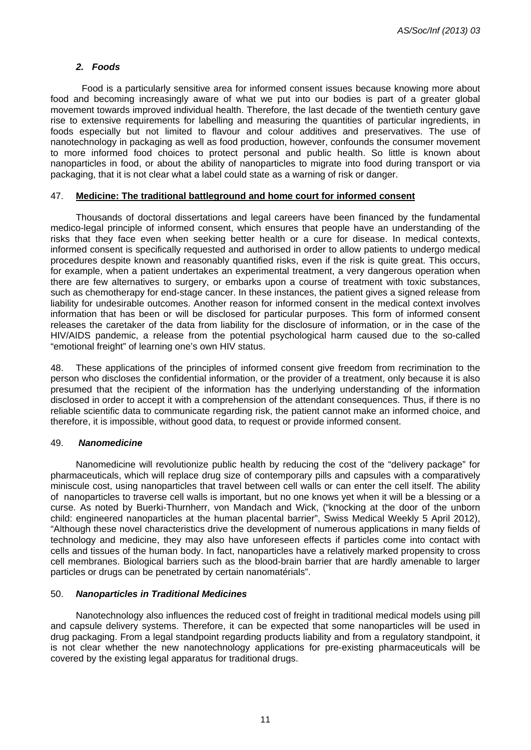### *2. Foods*

Food is a particularly sensitive area for informed consent issues because knowing more about food and becoming increasingly aware of what we put into our bodies is part of a greater global movement towards improved individual health. Therefore, the last decade of the twentieth century gave rise to extensive requirements for labelling and measuring the quantities of particular ingredients, in foods especially but not limited to flavour and colour additives and preservatives. The use of nanotechnology in packaging as well as food production, however, confounds the consumer movement to more informed food choices to protect personal and public health. So little is known about nanoparticles in food, or about the ability of nanoparticles to migrate into food during transport or via packaging, that it is not clear what a label could state as a warning of risk or danger.

47. **Medicine: The traditional battleground and home court for informed consent**

Thousands of doctoral dissertations and legal careers have been financed by the fundamental medico-legal principle of informed consent, which ensures that people have an understanding of the risks that they face even when seeking better health or a cure for disease. In medical contexts, informed consent is specifically requested and authorised in order to allow patients to undergo medical procedures despite known and reasonably quantified risks, even if the risk is quite great. This occurs, for example, when a patient undertakes an experimental treatment, a very dangerous operation when there are few alternatives to surgery, or embarks upon a course of treatment with toxic substances, such as chemotherapy for end-stage cancer. In these instances, the patient gives a signed release from liability for undesirable outcomes. Another reason for informed consent in the medical context involves information that has been or will be disclosed for particular purposes. This form of informed consent releases the caretaker of the data from liability for the disclosure of information, or in the case of the HIV/AIDS pandemic, a release from the potential psychological harm caused due to the so-called "emotional freight" of learning one's own HIV status.

48. These applications of the principles of informed consent give freedom from recrimination to the person who discloses the confidential information, or the provider of a treatment, only because it is also presumed that the recipient of the information has the underlying understanding of the information disclosed in order to accept it with a comprehension of the attendant consequences. Thus, if there is no reliable scientific data to communicate regarding risk, the patient cannot make an informed choice, and therefore, it is impossible, without good data, to request or provide informed consent.

49. ***Nanomedicine***

Nanomedicine will revolutionize public health by reducing the cost of the "delivery package" for pharmaceuticals, which will replace drug size of contemporary pills and capsules with a comparatively miniscule cost, using nanoparticles that travel between cell walls or can enter the cell itself. The ability of nanoparticles to traverse cell walls is important, but no one knows yet when it will be a blessing or a curse. As noted by Buerki-Thurnherr, von Mandach and Wick, ("knocking at the door of the unborn child: engineered nanoparticles at the human placental barrier", Swiss Medical Weekly 5 April 2012), "Although these novel characteristics drive the development of numerous applications in many fields of technology and medicine, they may also have unforeseen effects if particles come into contact with cells and tissues of the human body. In fact, nanoparticles have a relatively marked propensity to cross cell membranes. Biological barriers such as the blood-brain barrier that are hardly amenable to larger particles or drugs can be penetrated by certain nanomatérials".

50. ***Nanoparticles in Traditional Medicines***

Nanotechnology also influences the reduced cost of freight in traditional medical models using pill and capsule delivery systems. Therefore, it can be expected that some nanoparticles will be used in drug packaging. From a legal standpoint regarding products liability and from a regulatory standpoint, it is not clear whether the new nanotechnology applications for pre-existing pharmaceuticals will be covered by the existing legal apparatus for traditional drugs.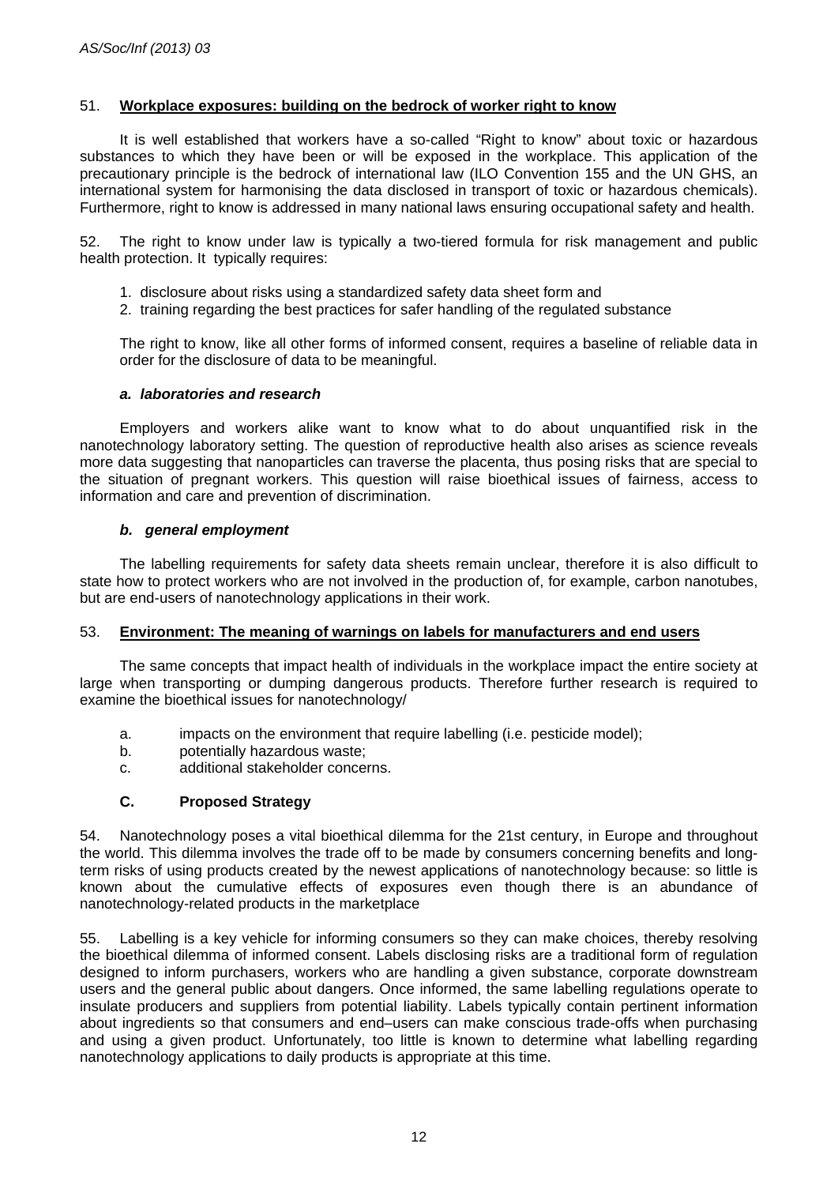51. **Workplace exposures: building on the bedrock of worker right to know**

It is well established that workers have a so-called "Right to know" about toxic or hazardous substances to which they have been or will be exposed in the workplace. This application of the precautionary principle is the bedrock of international law (ILO Convention 155 and the UN GHS, an international system for harmonising the data disclosed in transport of toxic or hazardous chemicals). Furthermore, right to know is addressed in many national laws ensuring occupational safety and health.

52. The right to know under law is typically a two-tiered formula for risk management and public health protection. It typically requires:

1. disclosure about risks using a standardized safety data sheet form and
2. training regarding the best practices for safer handling of the regulated substance

The right to know, like all other forms of informed consent, requires a baseline of reliable data in order for the disclosure of data to be meaningful.

***a. laboratories and research***

Employers and workers alike want to know what to do about unquantified risk in the nanotechnology laboratory setting. The question of reproductive health also arises as science reveals more data suggesting that nanoparticles can traverse the placenta, thus posing risks that are special to the situation of pregnant workers. This question will raise bioethical issues of fairness, access to information and care and prevention of discrimination.

***b. general employment***

The labelling requirements for safety data sheets remain unclear, therefore it is also difficult to state how to protect workers who are not involved in the production of, for example, carbon nanotubes, but are end-users of nanotechnology applications in their work.

53. **Environment: The meaning of warnings on labels for manufacturers and end users**

The same concepts that impact health of individuals in the workplace impact the entire society at large when transporting or dumping dangerous products. Therefore further research is required to examine the bioethical issues for nanotechnology/

a. impacts on the environment that require labelling (i.e. pesticide model);
b. potentially hazardous waste;
c. additional stakeholder concerns.

### C. Proposed Strategy

54. Nanotechnology poses a vital bioethical dilemma for the 21st century, in Europe and throughout the world. This dilemma involves the trade off to be made by consumers concerning benefits and long-term risks of using products created by the newest applications of nanotechnology because: so little is known about the cumulative effects of exposures even though there is an abundance of nanotechnology-related products in the marketplace

55. Labelling is a key vehicle for informing consumers so they can make choices, thereby resolving the bioethical dilemma of informed consent. Labels disclosing risks are a traditional form of regulation designed to inform purchasers, workers who are handling a given substance, corporate downstream users and the general public about dangers. Once informed, the same labelling regulations operate to insulate producers and suppliers from potential liability. Labels typically contain pertinent information about ingredients so that consumers and end–users can make conscious trade-offs when purchasing and using a given product. Unfortunately, too little is known to determine what labelling regarding nanotechnology applications to daily products is appropriate at this time.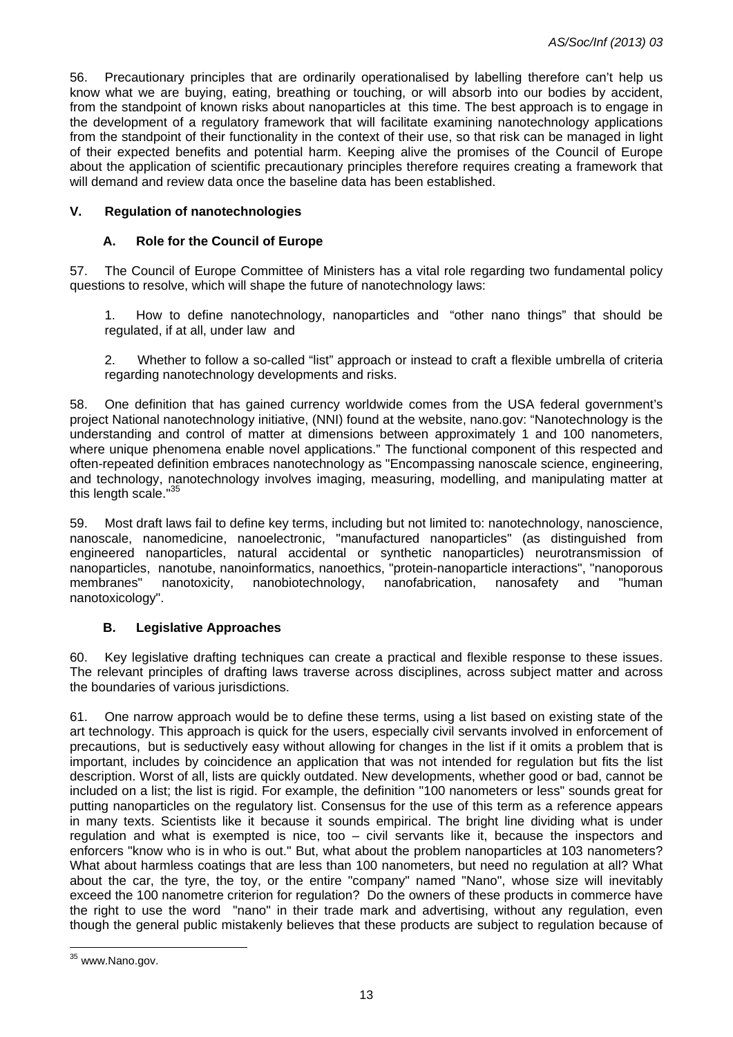56. Precautionary principles that are ordinarily operationalised by labelling therefore can't help us know what we are buying, eating, breathing or touching, or will absorb into our bodies by accident, from the standpoint of known risks about nanoparticles at this time. The best approach is to engage in the development of a regulatory framework that will facilitate examining nanotechnology applications from the standpoint of their functionality in the context of their use, so that risk can be managed in light of their expected benefits and potential harm. Keeping alive the promises of the Council of Europe about the application of scientific precautionary principles therefore requires creating a framework that will demand and review data once the baseline data has been established.

## V. Regulation of nanotechnologies

### A. Role for the Council of Europe

57. The Council of Europe Committee of Ministers has a vital role regarding two fundamental policy questions to resolve, which will shape the future of nanotechnology laws:

1. How to define nanotechnology, nanoparticles and "other nano things" that should be regulated, if at all, under law and

2. Whether to follow a so-called "list" approach or instead to craft a flexible umbrella of criteria regarding nanotechnology developments and risks.

58. One definition that has gained currency worldwide comes from the USA federal government's project National nanotechnology initiative, (NNI) found at the website, nano.gov: "Nanotechnology is the understanding and control of matter at dimensions between approximately 1 and 100 nanometers, where unique phenomena enable novel applications." The functional component of this respected and often-repeated definition embraces nanotechnology as "Encompassing nanoscale science, engineering, and technology, nanotechnology involves imaging, measuring, modelling, and manipulating matter at this length scale."[35]

59. Most draft laws fail to define key terms, including but not limited to: nanotechnology, nanoscience, nanoscale, nanomedicine, nanoelectronic, "manufactured nanoparticles" (as distinguished from engineered nanoparticles, natural accidental or synthetic nanoparticles) neurotransmission of nanoparticles, nanotube, nanoinformatics, nanoethics, "protein-nanoparticle interactions", "nanoporous membranes" nanotoxicity, nanobiotechnology, nanofabrication, nanosafety and "human nanotoxicology".

### B. Legislative Approaches

60. Key legislative drafting techniques can create a practical and flexible response to these issues. The relevant principles of drafting laws traverse across disciplines, across subject matter and across the boundaries of various jurisdictions.

61. One narrow approach would be to define these terms, using a list based on existing state of the art technology. This approach is quick for the users, especially civil servants involved in enforcement of precautions, but is seductively easy without allowing for changes in the list if it omits a problem that is important, includes by coincidence an application that was not intended for regulation but fits the list description. Worst of all, lists are quickly outdated. New developments, whether good or bad, cannot be included on a list; the list is rigid. For example, the definition "100 nanometers or less" sounds great for putting nanoparticles on the regulatory list. Consensus for the use of this term as a reference appears in many texts. Scientists like it because it sounds empirical. The bright line dividing what is under regulation and what is exempted is nice, too – civil servants like it, because the inspectors and enforcers "know who is in who is out." But, what about the problem nanoparticles at 103 nanometers? What about harmless coatings that are less than 100 nanometers, but need no regulation at all? What about the car, the tyre, the toy, or the entire "company" named "Nano", whose size will inevitably exceed the 100 nanometre criterion for regulation? Do the owners of these products in commerce have the right to use the word "nano" in their trade mark and advertising, without any regulation, even though the general public mistakenly believes that these products are subject to regulation because of

[35] www.Nano.gov.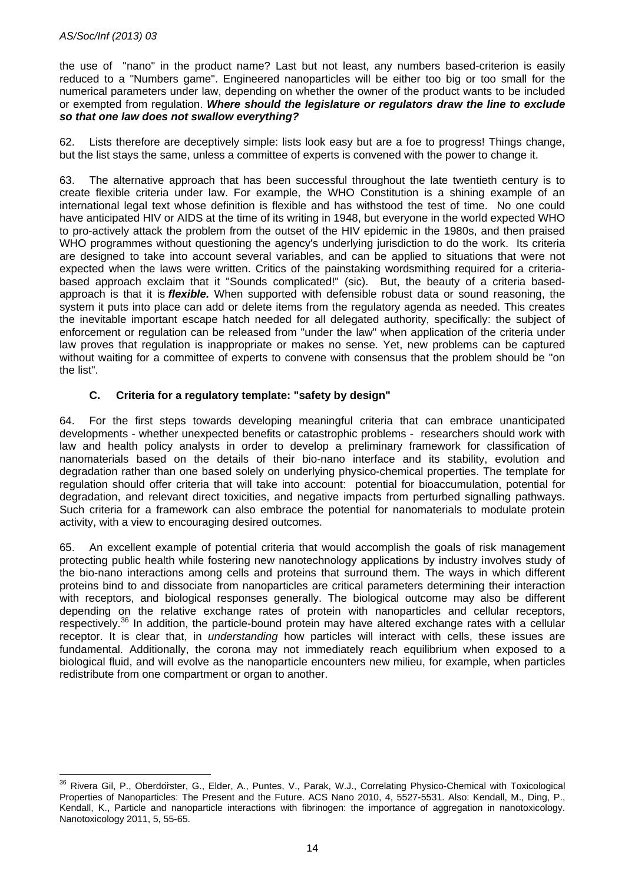the use of "nano" in the product name? Last but not least, any numbers based-criterion is easily reduced to a "Numbers game". Engineered nanoparticles will be either too big or too small for the numerical parameters under law, depending on whether the owner of the product wants to be included or exempted from regulation. ***Where should the legislature or regulators draw the line to exclude so that one law does not swallow everything?***

62. Lists therefore are deceptively simple: lists look easy but are a foe to progress! Things change, but the list stays the same, unless a committee of experts is convened with the power to change it.

63. The alternative approach that has been successful throughout the late twentieth century is to create flexible criteria under law. For example, the WHO Constitution is a shining example of an international legal text whose definition is flexible and has withstood the test of time. No one could have anticipated HIV or AIDS at the time of its writing in 1948, but everyone in the world expected WHO to pro-actively attack the problem from the outset of the HIV epidemic in the 1980s, and then praised WHO programmes without questioning the agency's underlying jurisdiction to do the work. Its criteria are designed to take into account several variables, and can be applied to situations that were not expected when the laws were written. Critics of the painstaking wordsmithing required for a criteria-based approach exclaim that it "Sounds complicated!" (sic). But, the beauty of a criteria based-approach is that it is ***flexible.*** When supported with defensible robust data or sound reasoning, the system it puts into place can add or delete items from the regulatory agenda as needed. This creates the inevitable important escape hatch needed for all delegated authority, specifically: the subject of enforcement or regulation can be released from "under the law" when application of the criteria under law proves that regulation is inappropriate or makes no sense. Yet, new problems can be captured without waiting for a committee of experts to convene with consensus that the problem should be "on the list".

### C. Criteria for a regulatory template: "safety by design"

64. For the first steps towards developing meaningful criteria that can embrace unanticipated developments - whether unexpected benefits or catastrophic problems - researchers should work with law and health policy analysts in order to develop a preliminary framework for classification of nanomaterials based on the details of their bio-nano interface and its stability, evolution and degradation rather than one based solely on underlying physico-chemical properties. The template for regulation should offer criteria that will take into account: potential for bioaccumulation, potential for degradation, and relevant direct toxicities, and negative impacts from perturbed signalling pathways. Such criteria for a framework can also embrace the potential for nanomaterials to modulate protein activity, with a view to encouraging desired outcomes.

65. An excellent example of potential criteria that would accomplish the goals of risk management protecting public health while fostering new nanotechnology applications by industry involves study of the bio-nano interactions among cells and proteins that surround them. The ways in which different proteins bind to and dissociate from nanoparticles are critical parameters determining their interaction with receptors, and biological responses generally. The biological outcome may also be different depending on the relative exchange rates of protein with nanoparticles and cellular receptors, respectively.[36] In addition, the particle-bound protein may have altered exchange rates with a cellular receptor. It is clear that, in *understanding* how particles will interact with cells, these issues are fundamental. Additionally, the corona may not immediately reach equilibrium when exposed to a biological fluid, and will evolve as the nanoparticle encounters new milieu, for example, when particles redistribute from one compartment or organ to another.

---

[36] Rivera Gil, P., Oberdörster, G., Elder, A., Puntes, V., Parak, W.J., Correlating Physico-Chemical with Toxicological Properties of Nanoparticles: The Present and the Future. ACS Nano 2010, 4, 5527-5531. Also: Kendall, M., Ding, P., Kendall, K., Particle and nanoparticle interactions with fibrinogen: the importance of aggregation in nanotoxicology. Nanotoxicology 2011, 5, 55-65.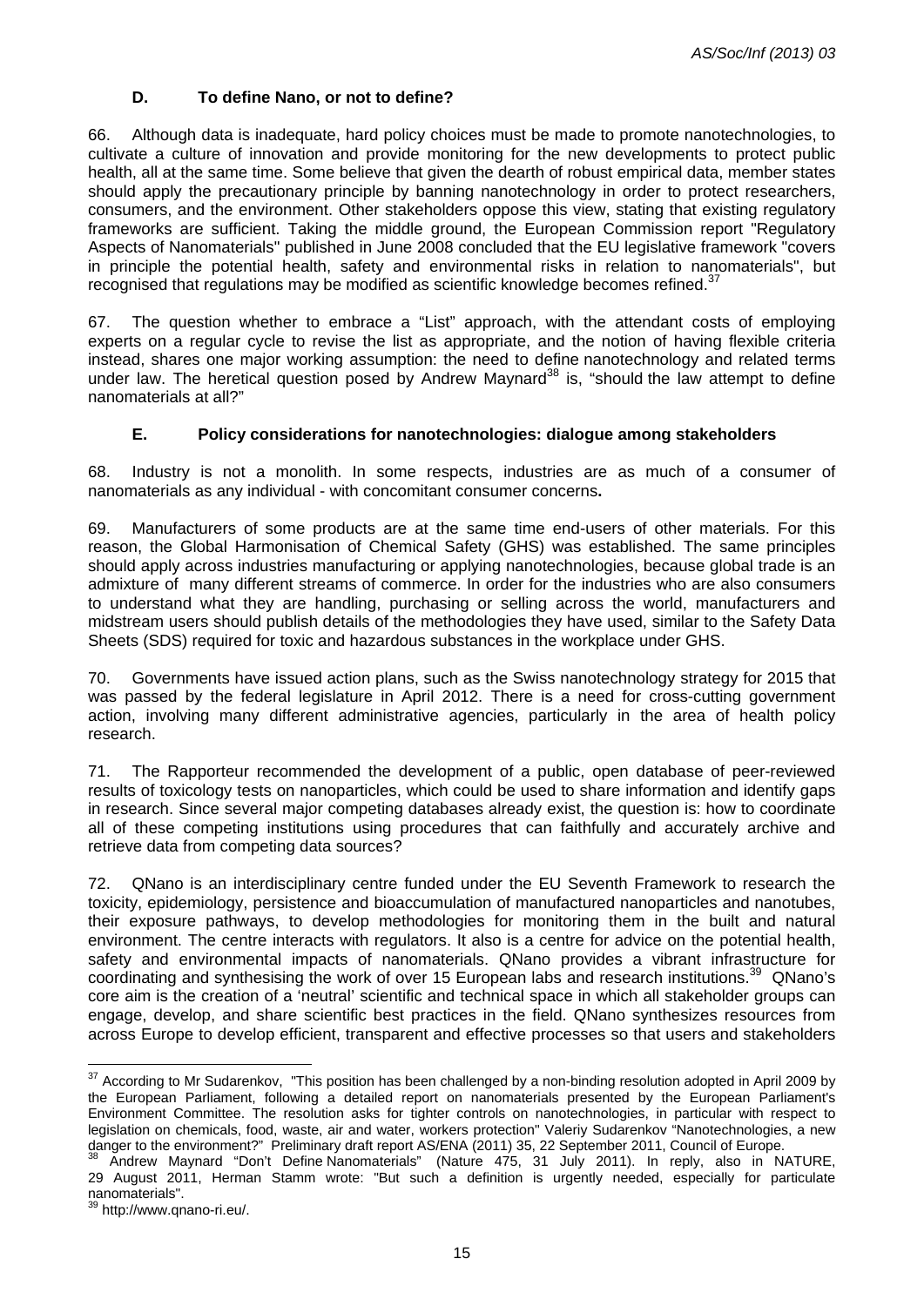### D. To define Nano, or not to define?

66. Although data is inadequate, hard policy choices must be made to promote nanotechnologies, to cultivate a culture of innovation and provide monitoring for the new developments to protect public health, all at the same time. Some believe that given the dearth of robust empirical data, member states should apply the precautionary principle by banning nanotechnology in order to protect researchers, consumers, and the environment. Other stakeholders oppose this view, stating that existing regulatory frameworks are sufficient. Taking the middle ground, the European Commission report "Regulatory Aspects of Nanomaterials" published in June 2008 concluded that the EU legislative framework "covers in principle the potential health, safety and environmental risks in relation to nanomaterials", but recognised that regulations may be modified as scientific knowledge becomes refined.[37]

67. The question whether to embrace a "List" approach, with the attendant costs of employing experts on a regular cycle to revise the list as appropriate, and the notion of having flexible criteria instead, shares one major working assumption: the need to define nanotechnology and related terms under law. The heretical question posed by Andrew Maynard[38] is, "should the law attempt to define nanomaterials at all?"

### E. Policy considerations for nanotechnologies: dialogue among stakeholders

68. Industry is not a monolith. In some respects, industries are as much of a consumer of nanomaterials as any individual - with concomitant consumer concerns**.**

69. Manufacturers of some products are at the same time end-users of other materials. For this reason, the Global Harmonisation of Chemical Safety (GHS) was established. The same principles should apply across industries manufacturing or applying nanotechnologies, because global trade is an admixture of many different streams of commerce. In order for the industries who are also consumers to understand what they are handling, purchasing or selling across the world, manufacturers and midstream users should publish details of the methodologies they have used, similar to the Safety Data Sheets (SDS) required for toxic and hazardous substances in the workplace under GHS.

70. Governments have issued action plans, such as the Swiss nanotechnology strategy for 2015 that was passed by the federal legislature in April 2012. There is a need for cross-cutting government action, involving many different administrative agencies, particularly in the area of health policy research.

71. The Rapporteur recommended the development of a public, open database of peer-reviewed results of toxicology tests on nanoparticles, which could be used to share information and identify gaps in research. Since several major competing databases already exist, the question is: how to coordinate all of these competing institutions using procedures that can faithfully and accurately archive and retrieve data from competing data sources?

72. QNano is an interdisciplinary centre funded under the EU Seventh Framework to research the toxicity, epidemiology, persistence and bioaccumulation of manufactured nanoparticles and nanotubes, their exposure pathways, to develop methodologies for monitoring them in the built and natural environment. The centre interacts with regulators. It also is a centre for advice on the potential health, safety and environmental impacts of nanomaterials. QNano provides a vibrant infrastructure for coordinating and synthesising the work of over 15 European labs and research institutions.[39] QNano's core aim is the creation of a 'neutral' scientific and technical space in which all stakeholder groups can engage, develop, and share scientific best practices in the field. QNano synthesizes resources from across Europe to develop efficient, transparent and effective processes so that users and stakeholders

---

[37] According to Mr Sudarenkov, "This position has been challenged by a non-binding resolution adopted in April 2009 by the European Parliament, following a detailed report on nanomaterials presented by the European Parliament's Environment Committee. The resolution asks for tighter controls on nanotechnologies, in particular with respect to legislation on chemicals, food, waste, air and water, workers protection" Valeriy Sudarenkov "Nanotechnologies, a new danger to the environment?" Preliminary draft report AS/ENA (2011) 35, 22 September 2011, Council of Europe.

[38] Andrew Maynard "Don't Define Nanomaterials" (Nature 475, 31 July 2011). In reply, also in NATURE, 29 August 2011, Herman Stamm wrote: "But such a definition is urgently needed, especially for particulate nanomaterials".

[39] http://www.qnano-ri.eu/.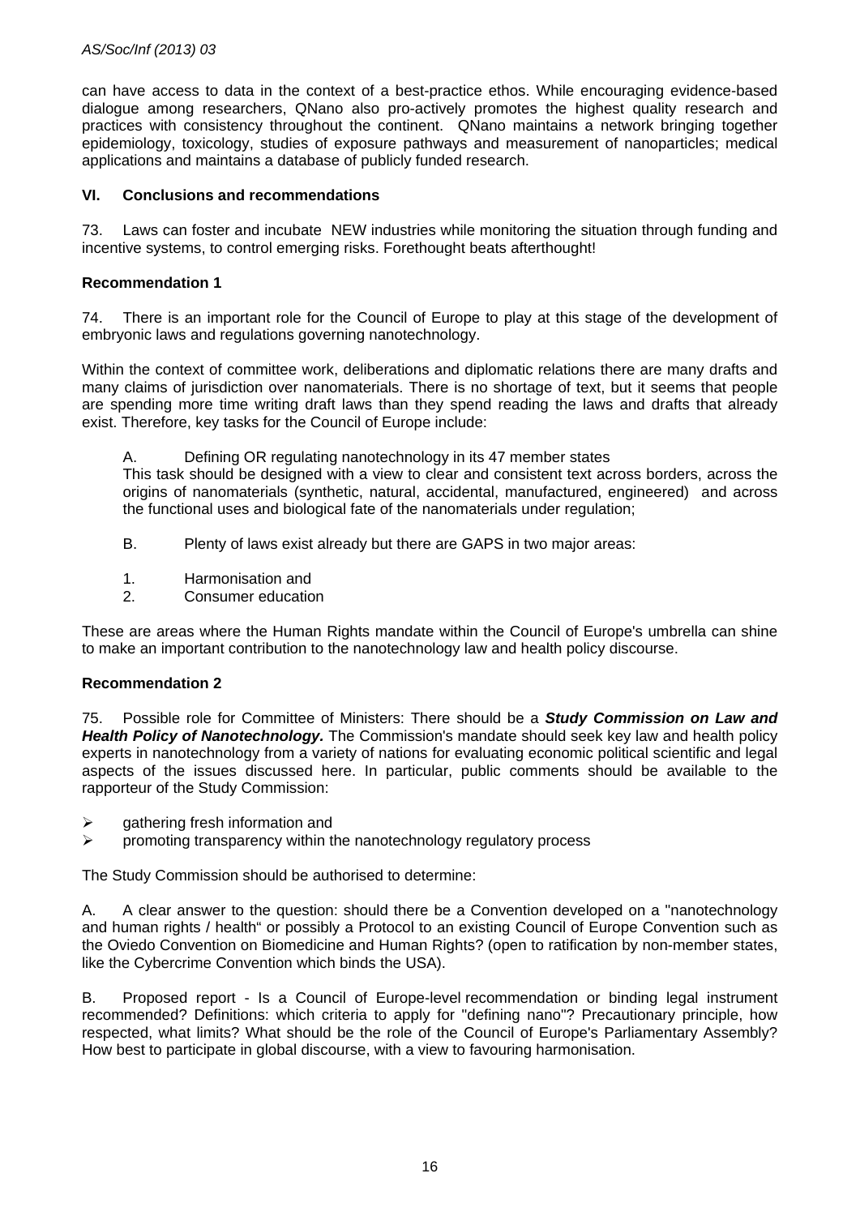can have access to data in the context of a best-practice ethos. While encouraging evidence-based dialogue among researchers, QNano also pro-actively promotes the highest quality research and practices with consistency throughout the continent. QNano maintains a network bringing together epidemiology, toxicology, studies of exposure pathways and measurement of nanoparticles; medical applications and maintains a database of publicly funded research.

## VI. Conclusions and recommendations

73. Laws can foster and incubate NEW industries while monitoring the situation through funding and incentive systems, to control emerging risks. Forethought beats afterthought!

### Recommendation 1

74. There is an important role for the Council of Europe to play at this stage of the development of embryonic laws and regulations governing nanotechnology.

Within the context of committee work, deliberations and diplomatic relations there are many drafts and many claims of jurisdiction over nanomaterials. There is no shortage of text, but it seems that people are spending more time writing draft laws than they spend reading the laws and drafts that already exist. Therefore, key tasks for the Council of Europe include:

A. Defining OR regulating nanotechnology in its 47 member states
This task should be designed with a view to clear and consistent text across borders, across the origins of nanomaterials (synthetic, natural, accidental, manufactured, engineered) and across the functional uses and biological fate of the nanomaterials under regulation;

B. Plenty of laws exist already but there are GAPS in two major areas:

1. Harmonisation and
2. Consumer education

These are areas where the Human Rights mandate within the Council of Europe's umbrella can shine to make an important contribution to the nanotechnology law and health policy discourse.

### Recommendation 2

75. Possible role for Committee of Ministers: There should be a ***Study Commission on Law and Health Policy of Nanotechnology.*** The Commission's mandate should seek key law and health policy experts in nanotechnology from a variety of nations for evaluating economic political scientific and legal aspects of the issues discussed here. In particular, public comments should be available to the rapporteur of the Study Commission:

- gathering fresh information and
- promoting transparency within the nanotechnology regulatory process

The Study Commission should be authorised to determine:

A. A clear answer to the question: should there be a Convention developed on a "nanotechnology and human rights / health" or possibly a Protocol to an existing Council of Europe Convention such as the Oviedo Convention on Biomedicine and Human Rights? (open to ratification by non-member states, like the Cybercrime Convention which binds the USA).

B. Proposed report - Is a Council of Europe-level recommendation or binding legal instrument recommended? Definitions: which criteria to apply for "defining nano"? Precautionary principle, how respected, what limits? What should be the role of the Council of Europe's Parliamentary Assembly? How best to participate in global discourse, with a view to favouring harmonisation.